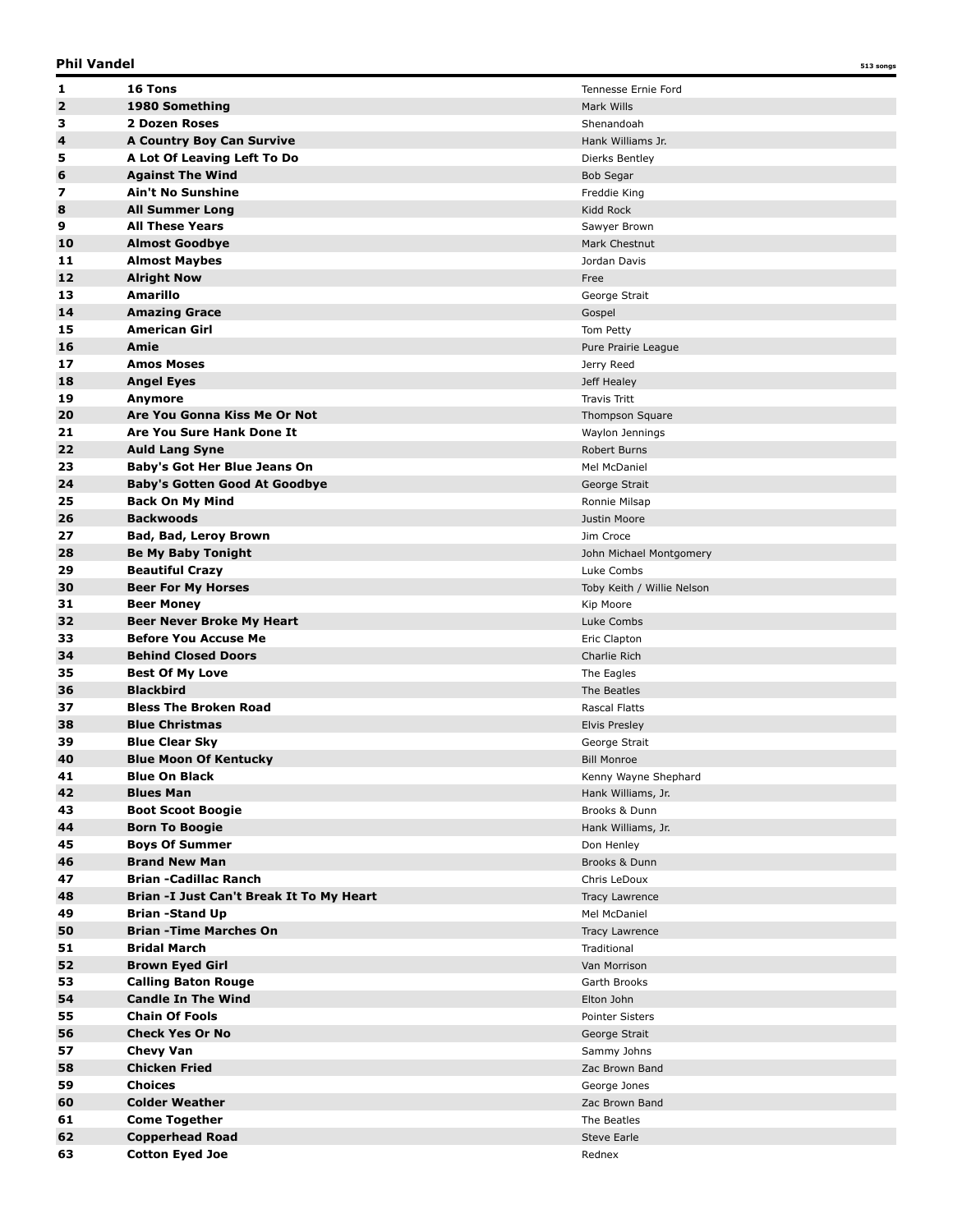**Phil Vandel** — 513 songs

| # | Song | Artist |
|---|---|---|
| 1 | **16 Tons** | Tennesse Ernie Ford |
| 2 | **1980 Something** | Mark Wills |
| 3 | **2 Dozen Roses** | Shenandoah |
| 4 | **A Country Boy Can Survive** | Hank Williams Jr. |
| 5 | **A Lot Of Leaving Left To Do** | Dierks Bentley |
| 6 | **Against The Wind** | Bob Segar |
| 7 | **Ain't No Sunshine** | Freddie King |
| 8 | **All Summer Long** | Kidd Rock |
| 9 | **All These Years** | Sawyer Brown |
| 10 | **Almost Goodbye** | Mark Chestnut |
| 11 | **Almost Maybes** | Jordan Davis |
| 12 | **Alright Now** | Free |
| 13 | **Amarillo** | George Strait |
| 14 | **Amazing Grace** | Gospel |
| 15 | **American Girl** | Tom Petty |
| 16 | **Amie** | Pure Prairie League |
| 17 | **Amos Moses** | Jerry Reed |
| 18 | **Angel Eyes** | Jeff Healey |
| 19 | **Anymore** | Travis Tritt |
| 20 | **Are You Gonna Kiss Me Or Not** | Thompson Square |
| 21 | **Are You Sure Hank Done It** | Waylon Jennings |
| 22 | **Auld Lang Syne** | Robert Burns |
| 23 | **Baby's Got Her Blue Jeans On** | Mel McDaniel |
| 24 | **Baby's Gotten Good At Goodbye** | George Strait |
| 25 | **Back On My Mind** | Ronnie Milsap |
| 26 | **Backwoods** | Justin Moore |
| 27 | **Bad, Bad, Leroy Brown** | Jim Croce |
| 28 | **Be My Baby Tonight** | John Michael Montgomery |
| 29 | **Beautiful Crazy** | Luke Combs |
| 30 | **Beer For My Horses** | Toby Keith / Willie Nelson |
| 31 | **Beer Money** | Kip Moore |
| 32 | **Beer Never Broke My Heart** | Luke Combs |
| 33 | **Before You Accuse Me** | Eric Clapton |
| 34 | **Behind Closed Doors** | Charlie Rich |
| 35 | **Best Of My Love** | The Eagles |
| 36 | **Blackbird** | The Beatles |
| 37 | **Bless The Broken Road** | Rascal Flatts |
| 38 | **Blue Christmas** | Elvis Presley |
| 39 | **Blue Clear Sky** | George Strait |
| 40 | **Blue Moon Of Kentucky** | Bill Monroe |
| 41 | **Blue On Black** | Kenny Wayne Shephard |
| 42 | **Blues Man** | Hank Williams, Jr. |
| 43 | **Boot Scoot Boogie** | Brooks & Dunn |
| 44 | **Born To Boogie** | Hank Williams, Jr. |
| 45 | **Boys Of Summer** | Don Henley |
| 46 | **Brand New Man** | Brooks & Dunn |
| 47 | **Brian -Cadillac Ranch** | Chris LeDoux |
| 48 | **Brian -I Just Can't Break It To My Heart** | Tracy Lawrence |
| 49 | **Brian -Stand Up** | Mel McDaniel |
| 50 | **Brian -Time Marches On** | Tracy Lawrence |
| 51 | **Bridal March** | Traditional |
| 52 | **Brown Eyed Girl** | Van Morrison |
| 53 | **Calling Baton Rouge** | Garth Brooks |
| 54 | **Candle In The Wind** | Elton John |
| 55 | **Chain Of Fools** | Pointer Sisters |
| 56 | **Check Yes Or No** | George Strait |
| 57 | **Chevy Van** | Sammy Johns |
| 58 | **Chicken Fried** | Zac Brown Band |
| 59 | **Choices** | George Jones |
| 60 | **Colder Weather** | Zac Brown Band |
| 61 | **Come Together** | The Beatles |
| 62 | **Copperhead Road** | Steve Earle |
| 63 | **Cotton Eyed Joe** | Rednex |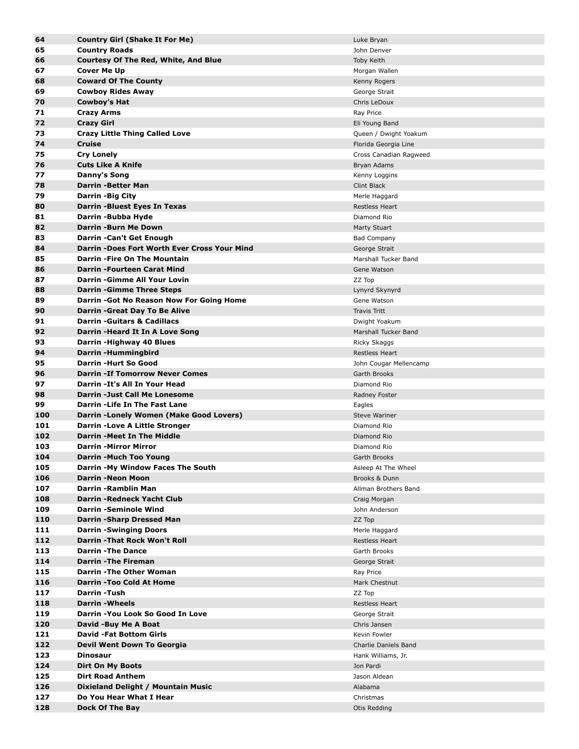| | | |
|---|---|---|
| **64** | **Country Girl (Shake It For Me)** | Luke Bryan |
| **65** | **Country Roads** | John Denver |
| **66** | **Courtesy Of The Red, White, And Blue** | Toby Keith |
| **67** | **Cover Me Up** | Morgan Wallen |
| **68** | **Coward Of The County** | Kenny Rogers |
| **69** | **Cowboy Rides Away** | George Strait |
| **70** | **Cowboy's Hat** | Chris LeDoux |
| **71** | **Crazy Arms** | Ray Price |
| **72** | **Crazy Girl** | Eli Young Band |
| **73** | **Crazy Little Thing Called Love** | Queen / Dwight Yoakum |
| **74** | **Cruise** | Florida Georgia Line |
| **75** | **Cry Lonely** | Cross Canadian Ragweed |
| **76** | **Cuts Like A Knife** | Bryan Adams |
| **77** | **Danny's Song** | Kenny Loggins |
| **78** | **Darrin -Better Man** | Clint Black |
| **79** | **Darrin -Big City** | Merle Haggard |
| **80** | **Darrin -Bluest Eyes In Texas** | Restless Heart |
| **81** | **Darrin -Bubba Hyde** | Diamond Rio |
| **82** | **Darrin -Burn Me Down** | Marty Stuart |
| **83** | **Darrin -Can't Get Enough** | Bad Company |
| **84** | **Darrin -Does Fort Worth Ever Cross Your Mind** | George Strait |
| **85** | **Darrin -Fire On The Mountain** | Marshall Tucker Band |
| **86** | **Darrin -Fourteen Carat Mind** | Gene Watson |
| **87** | **Darrin -Gimme All Your Lovin** | ZZ Top |
| **88** | **Darrin -Gimme Three Steps** | Lynyrd Skynyrd |
| **89** | **Darrin -Got No Reason Now For Going Home** | Gene Watson |
| **90** | **Darrin -Great Day To Be Alive** | Travis Tritt |
| **91** | **Darrin -Guitars & Cadillacs** | Dwight Yoakum |
| **92** | **Darrin -Heard It In A Love Song** | Marshall Tucker Band |
| **93** | **Darrin -Highway 40 Blues** | Ricky Skaggs |
| **94** | **Darrin -Hummingbird** | Restless Heart |
| **95** | **Darrin -Hurt So Good** | John Cougar Mellencamp |
| **96** | **Darrin -If Tomorrow Never Comes** | Garth Brooks |
| **97** | **Darrin -It's All In Your Head** | Diamond Rio |
| **98** | **Darrin -Just Call Me Lonesome** | Radney Foster |
| **99** | **Darrin -Life In The Fast Lane** | Eagles |
| **100** | **Darrin -Lonely Women (Make Good Lovers)** | Steve Wariner |
| **101** | **Darrin -Love A Little Stronger** | Diamond Rio |
| **102** | **Darrin -Meet In The Middle** | Diamond Rio |
| **103** | **Darrin -Mirror Mirror** | Diamond Rio |
| **104** | **Darrin -Much Too Young** | Garth Brooks |
| **105** | **Darrin -My Window Faces The South** | Asleep At The Wheel |
| **106** | **Darrin -Neon Moon** | Brooks & Dunn |
| **107** | **Darrin -Ramblin Man** | Allman Brothers Band |
| **108** | **Darrin -Redneck Yacht Club** | Craig Morgan |
| **109** | **Darrin -Seminole Wind** | John Anderson |
| **110** | **Darrin -Sharp Dressed Man** | ZZ Top |
| **111** | **Darrin -Swinging Doors** | Merle Haggard |
| **112** | **Darrin -That Rock Won't Roll** | Restless Heart |
| **113** | **Darrin -The Dance** | Garth Brooks |
| **114** | **Darrin -The Fireman** | George Strait |
| **115** | **Darrin -The Other Woman** | Ray Price |
| **116** | **Darrin -Too Cold At Home** | Mark Chestnut |
| **117** | **Darrin -Tush** | ZZ Top |
| **118** | **Darrin -Wheels** | Restless Heart |
| **119** | **Darrin -You Look So Good In Love** | George Strait |
| **120** | **David -Buy Me A Boat** | Chris Jansen |
| **121** | **David -Fat Bottom Girls** | Kevin Fowler |
| **122** | **Devil Went Down To Georgia** | Charlie Daniels Band |
| **123** | **Dinosaur** | Hank Williams, Jr. |
| **124** | **Dirt On My Boots** | Jon Pardi |
| **125** | **Dirt Road Anthem** | Jason Aldean |
| **126** | **Dixieland Delight / Mountain Music** | Alabama |
| **127** | **Do You Hear What I Hear** | Christmas |
| **128** | **Dock Of The Bay** | Otis Redding |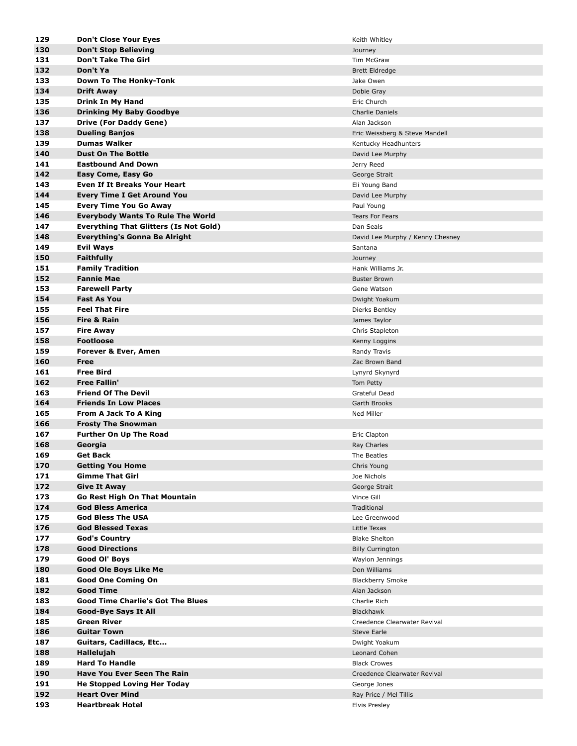| | | |
|---|---|---|
| **129** | **Don't Close Your Eyes** | Keith Whitley |
| **130** | **Don't Stop Believing** | Journey |
| **131** | **Don't Take The Girl** | Tim McGraw |
| **132** | **Don't Ya** | Brett Eldredge |
| **133** | **Down To The Honky-Tonk** | Jake Owen |
| **134** | **Drift Away** | Dobie Gray |
| **135** | **Drink In My Hand** | Eric Church |
| **136** | **Drinking My Baby Goodbye** | Charlie Daniels |
| **137** | **Drive (For Daddy Gene)** | Alan Jackson |
| **138** | **Dueling Banjos** | Eric Weissberg & Steve Mandell |
| **139** | **Dumas Walker** | Kentucky Headhunters |
| **140** | **Dust On The Bottle** | David Lee Murphy |
| **141** | **Eastbound And Down** | Jerry Reed |
| **142** | **Easy Come, Easy Go** | George Strait |
| **143** | **Even If It Breaks Your Heart** | Eli Young Band |
| **144** | **Every Time I Get Around You** | David Lee Murphy |
| **145** | **Every Time You Go Away** | Paul Young |
| **146** | **Everybody Wants To Rule The World** | Tears For Fears |
| **147** | **Everything That Glitters (Is Not Gold)** | Dan Seals |
| **148** | **Everything's Gonna Be Alright** | David Lee Murphy / Kenny Chesney |
| **149** | **Evil Ways** | Santana |
| **150** | **Faithfully** | Journey |
| **151** | **Family Tradition** | Hank Williams Jr. |
| **152** | **Fannie Mae** | Buster Brown |
| **153** | **Farewell Party** | Gene Watson |
| **154** | **Fast As You** | Dwight Yoakum |
| **155** | **Feel That Fire** | Dierks Bentley |
| **156** | **Fire & Rain** | James Taylor |
| **157** | **Fire Away** | Chris Stapleton |
| **158** | **Footloose** | Kenny Loggins |
| **159** | **Forever & Ever, Amen** | Randy Travis |
| **160** | **Free** | Zac Brown Band |
| **161** | **Free Bird** | Lynyrd Skynyrd |
| **162** | **Free Fallin'** | Tom Petty |
| **163** | **Friend Of The Devil** | Grateful Dead |
| **164** | **Friends In Low Places** | Garth Brooks |
| **165** | **From A Jack To A King** | Ned Miller |
| **166** | **Frosty The Snowman** | |
| **167** | **Further On Up The Road** | Eric Clapton |
| **168** | **Georgia** | Ray Charles |
| **169** | **Get Back** | The Beatles |
| **170** | **Getting You Home** | Chris Young |
| **171** | **Gimme That Girl** | Joe Nichols |
| **172** | **Give It Away** | George Strait |
| **173** | **Go Rest High On That Mountain** | Vince Gill |
| **174** | **God Bless America** | Traditional |
| **175** | **God Bless The USA** | Lee Greenwood |
| **176** | **God Blessed Texas** | Little Texas |
| **177** | **God's Country** | Blake Shelton |
| **178** | **Good Directions** | Billy Currington |
| **179** | **Good Ol' Boys** | Waylon Jennings |
| **180** | **Good Ole Boys Like Me** | Don Williams |
| **181** | **Good One Coming On** | Blackberry Smoke |
| **182** | **Good Time** | Alan Jackson |
| **183** | **Good Time Charlie's Got The Blues** | Charlie Rich |
| **184** | **Good-Bye Says It All** | Blackhawk |
| **185** | **Green River** | Creedence Clearwater Revival |
| **186** | **Guitar Town** | Steve Earle |
| **187** | **Guitars, Cadillacs, Etc...** | Dwight Yoakum |
| **188** | **Hallelujah** | Leonard Cohen |
| **189** | **Hard To Handle** | Black Crowes |
| **190** | **Have You Ever Seen The Rain** | Creedence Clearwater Revival |
| **191** | **He Stopped Loving Her Today** | George Jones |
| **192** | **Heart Over Mind** | Ray Price / Mel Tillis |
| **193** | **Heartbreak Hotel** | Elvis Presley |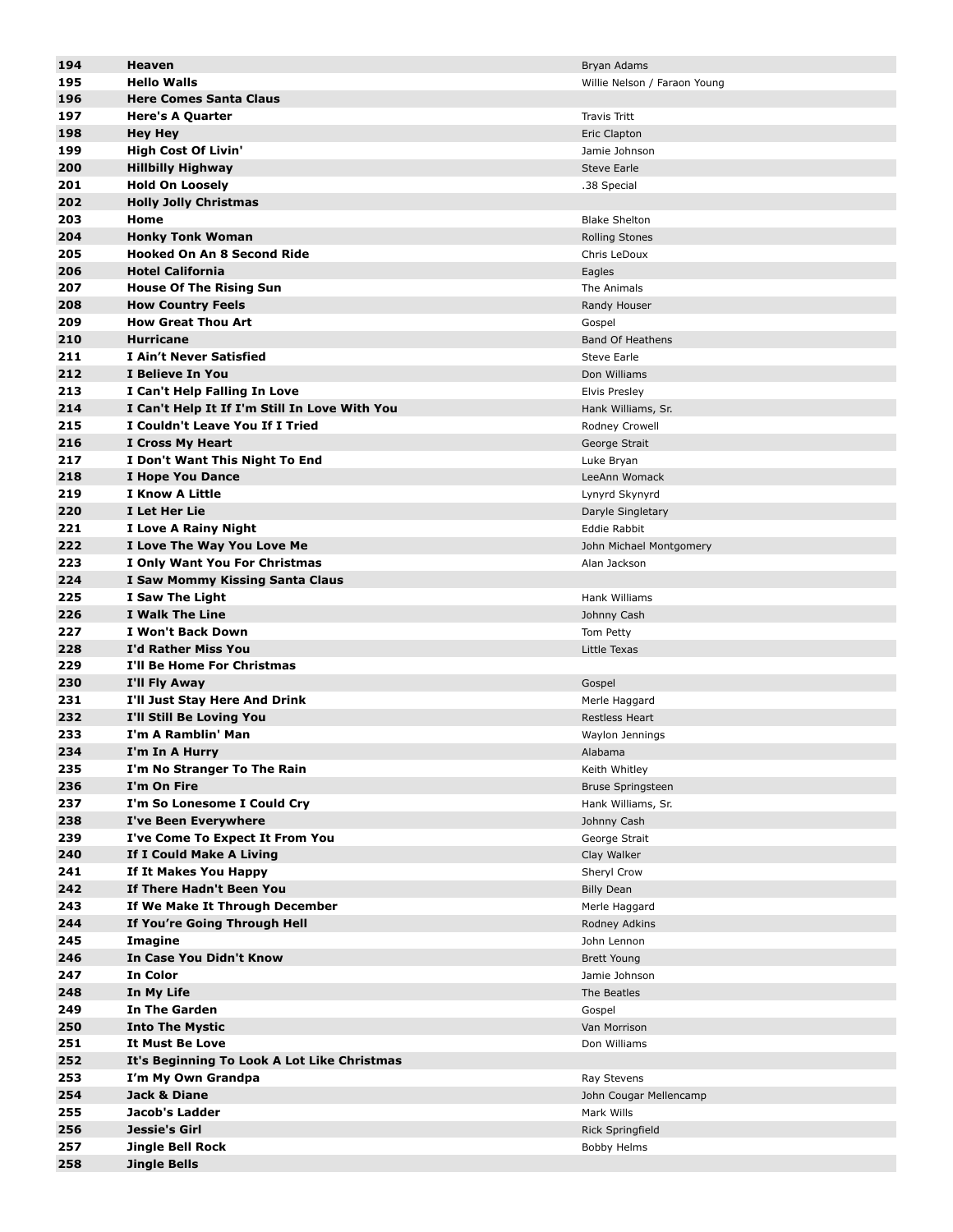| | | |
|---|---|---|
| **194** | **Heaven** | Bryan Adams |
| **195** | **Hello Walls** | Willie Nelson / Faraon Young |
| **196** | **Here Comes Santa Claus** | |
| **197** | **Here's A Quarter** | Travis Tritt |
| **198** | **Hey Hey** | Eric Clapton |
| **199** | **High Cost Of Livin'** | Jamie Johnson |
| **200** | **Hillbilly Highway** | Steve Earle |
| **201** | **Hold On Loosely** | .38 Special |
| **202** | **Holly Jolly Christmas** | |
| **203** | **Home** | Blake Shelton |
| **204** | **Honky Tonk Woman** | Rolling Stones |
| **205** | **Hooked On An 8 Second Ride** | Chris LeDoux |
| **206** | **Hotel California** | Eagles |
| **207** | **House Of The Rising Sun** | The Animals |
| **208** | **How Country Feels** | Randy Houser |
| **209** | **How Great Thou Art** | Gospel |
| **210** | **Hurricane** | Band Of Heathens |
| **211** | **I Ain't Never Satisfied** | Steve Earle |
| **212** | **I Believe In You** | Don Williams |
| **213** | **I Can't Help Falling In Love** | Elvis Presley |
| **214** | **I Can't Help It If I'm Still In Love With You** | Hank Williams, Sr. |
| **215** | **I Couldn't Leave You If I Tried** | Rodney Crowell |
| **216** | **I Cross My Heart** | George Strait |
| **217** | **I Don't Want This Night To End** | Luke Bryan |
| **218** | **I Hope You Dance** | LeeAnn Womack |
| **219** | **I Know A Little** | Lynyrd Skynyrd |
| **220** | **I Let Her Lie** | Daryle Singletary |
| **221** | **I Love A Rainy Night** | Eddie Rabbit |
| **222** | **I Love The Way You Love Me** | John Michael Montgomery |
| **223** | **I Only Want You For Christmas** | Alan Jackson |
| **224** | **I Saw Mommy Kissing Santa Claus** | |
| **225** | **I Saw The Light** | Hank Williams |
| **226** | **I Walk The Line** | Johnny Cash |
| **227** | **I Won't Back Down** | Tom Petty |
| **228** | **I'd Rather Miss You** | Little Texas |
| **229** | **I'll Be Home For Christmas** | |
| **230** | **I'll Fly Away** | Gospel |
| **231** | **I'll Just Stay Here And Drink** | Merle Haggard |
| **232** | **I'll Still Be Loving You** | Restless Heart |
| **233** | **I'm A Ramblin' Man** | Waylon Jennings |
| **234** | **I'm In A Hurry** | Alabama |
| **235** | **I'm No Stranger To The Rain** | Keith Whitley |
| **236** | **I'm On Fire** | Bruce Springsteen |
| **237** | **I'm So Lonesome I Could Cry** | Hank Williams, Sr. |
| **238** | **I've Been Everywhere** | Johnny Cash |
| **239** | **I've Come To Expect It From You** | George Strait |
| **240** | **If I Could Make A Living** | Clay Walker |
| **241** | **If It Makes You Happy** | Sheryl Crow |
| **242** | **If There Hadn't Been You** | Billy Dean |
| **243** | **If We Make It Through December** | Merle Haggard |
| **244** | **If You're Going Through Hell** | Rodney Adkins |
| **245** | **Imagine** | John Lennon |
| **246** | **In Case You Didn't Know** | Brett Young |
| **247** | **In Color** | Jamie Johnson |
| **248** | **In My Life** | The Beatles |
| **249** | **In The Garden** | Gospel |
| **250** | **Into The Mystic** | Van Morrison |
| **251** | **It Must Be Love** | Don Williams |
| **252** | **It's Beginning To Look A Lot Like Christmas** | |
| **253** | **I'm My Own Grandpa** | Ray Stevens |
| **254** | **Jack & Diane** | John Cougar Mellencamp |
| **255** | **Jacob's Ladder** | Mark Wills |
| **256** | **Jessie's Girl** | Rick Springfield |
| **257** | **Jingle Bell Rock** | Bobby Helms |
| **258** | **Jingle Bells** | |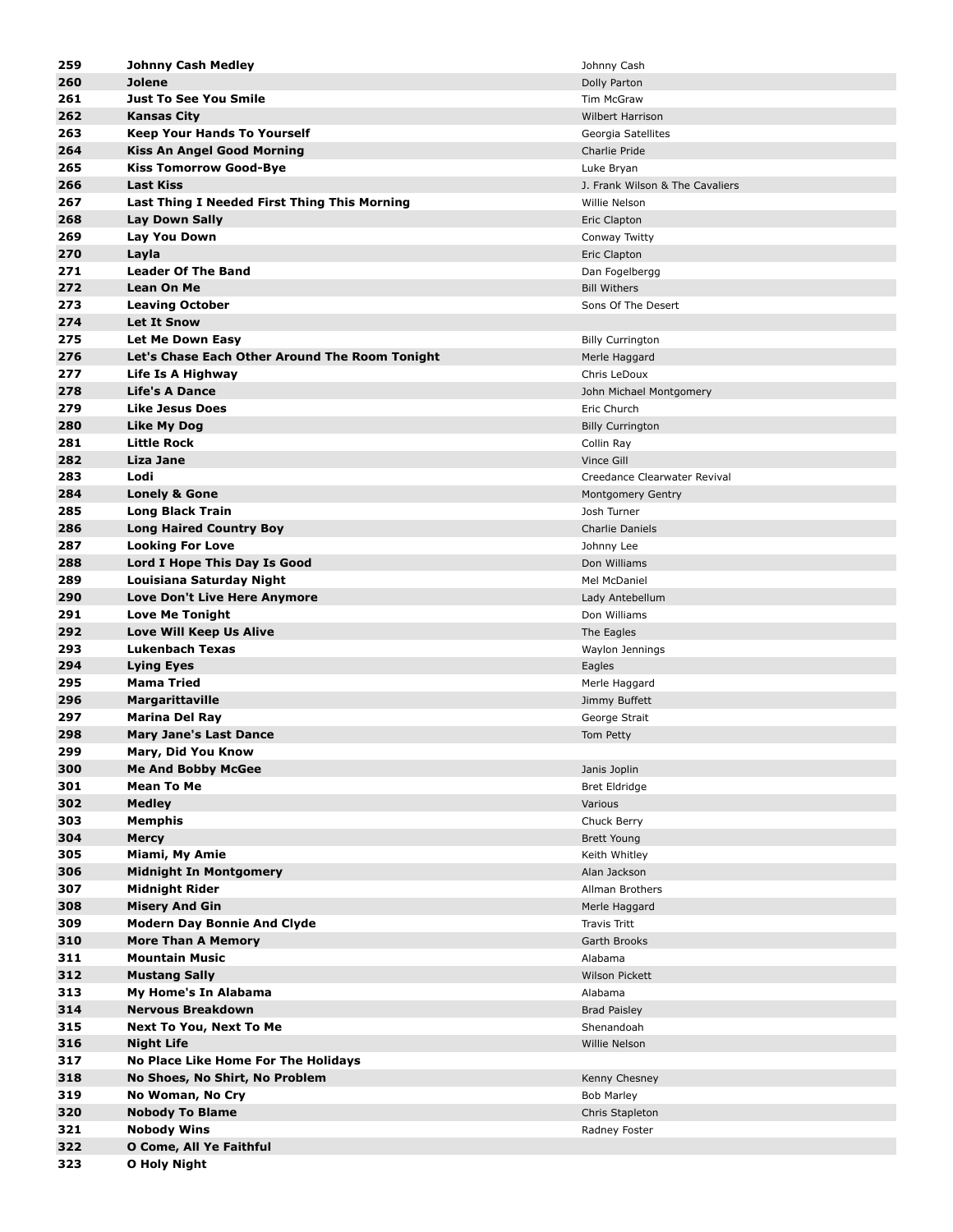| | | |
|---|---|---|
| 259 | **Johnny Cash Medley** | Johnny Cash |
| 260 | **Jolene** | Dolly Parton |
| 261 | **Just To See You Smile** | Tim McGraw |
| 262 | **Kansas City** | Wilbert Harrison |
| 263 | **Keep Your Hands To Yourself** | Georgia Satellites |
| 264 | **Kiss An Angel Good Morning** | Charlie Pride |
| 265 | **Kiss Tomorrow Good-Bye** | Luke Bryan |
| 266 | **Last Kiss** | J. Frank Wilson & The Cavaliers |
| 267 | **Last Thing I Needed First Thing This Morning** | Willie Nelson |
| 268 | **Lay Down Sally** | Eric Clapton |
| 269 | **Lay You Down** | Conway Twitty |
| 270 | **Layla** | Eric Clapton |
| 271 | **Leader Of The Band** | Dan Fogelbergg |
| 272 | **Lean On Me** | Bill Withers |
| 273 | **Leaving October** | Sons Of The Desert |
| 274 | **Let It Snow** | |
| 275 | **Let Me Down Easy** | Billy Currington |
| 276 | **Let's Chase Each Other Around The Room Tonight** | Merle Haggard |
| 277 | **Life Is A Highway** | Chris LeDoux |
| 278 | **Life's A Dance** | John Michael Montgomery |
| 279 | **Like Jesus Does** | Eric Church |
| 280 | **Like My Dog** | Billy Currington |
| 281 | **Little Rock** | Collin Ray |
| 282 | **Liza Jane** | Vince Gill |
| 283 | **Lodi** | Creedance Clearwater Revival |
| 284 | **Lonely & Gone** | Montgomery Gentry |
| 285 | **Long Black Train** | Josh Turner |
| 286 | **Long Haired Country Boy** | Charlie Daniels |
| 287 | **Looking For Love** | Johnny Lee |
| 288 | **Lord I Hope This Day Is Good** | Don Williams |
| 289 | **Louisiana Saturday Night** | Mel McDaniel |
| 290 | **Love Don't Live Here Anymore** | Lady Antebellum |
| 291 | **Love Me Tonight** | Don Williams |
| 292 | **Love Will Keep Us Alive** | The Eagles |
| 293 | **Lukenbach Texas** | Waylon Jennings |
| 294 | **Lying Eyes** | Eagles |
| 295 | **Mama Tried** | Merle Haggard |
| 296 | **Margarittaville** | Jimmy Buffett |
| 297 | **Marina Del Ray** | George Strait |
| 298 | **Mary Jane's Last Dance** | Tom Petty |
| 299 | **Mary, Did You Know** | |
| 300 | **Me And Bobby McGee** | Janis Joplin |
| 301 | **Mean To Me** | Bret Eldridge |
| 302 | **Medley** | Various |
| 303 | **Memphis** | Chuck Berry |
| 304 | **Mercy** | Brett Young |
| 305 | **Miami, My Amie** | Keith Whitley |
| 306 | **Midnight In Montgomery** | Alan Jackson |
| 307 | **Midnight Rider** | Allman Brothers |
| 308 | **Misery And Gin** | Merle Haggard |
| 309 | **Modern Day Bonnie And Clyde** | Travis Tritt |
| 310 | **More Than A Memory** | Garth Brooks |
| 311 | **Mountain Music** | Alabama |
| 312 | **Mustang Sally** | Wilson Pickett |
| 313 | **My Home's In Alabama** | Alabama |
| 314 | **Nervous Breakdown** | Brad Paisley |
| 315 | **Next To You, Next To Me** | Shenandoah |
| 316 | **Night Life** | Willie Nelson |
| 317 | **No Place Like Home For The Holidays** | |
| 318 | **No Shoes, No Shirt, No Problem** | Kenny Chesney |
| 319 | **No Woman, No Cry** | Bob Marley |
| 320 | **Nobody To Blame** | Chris Stapleton |
| 321 | **Nobody Wins** | Radney Foster |
| 322 | **O Come, All Ye Faithful** | |
| 323 | **O Holy Night** | |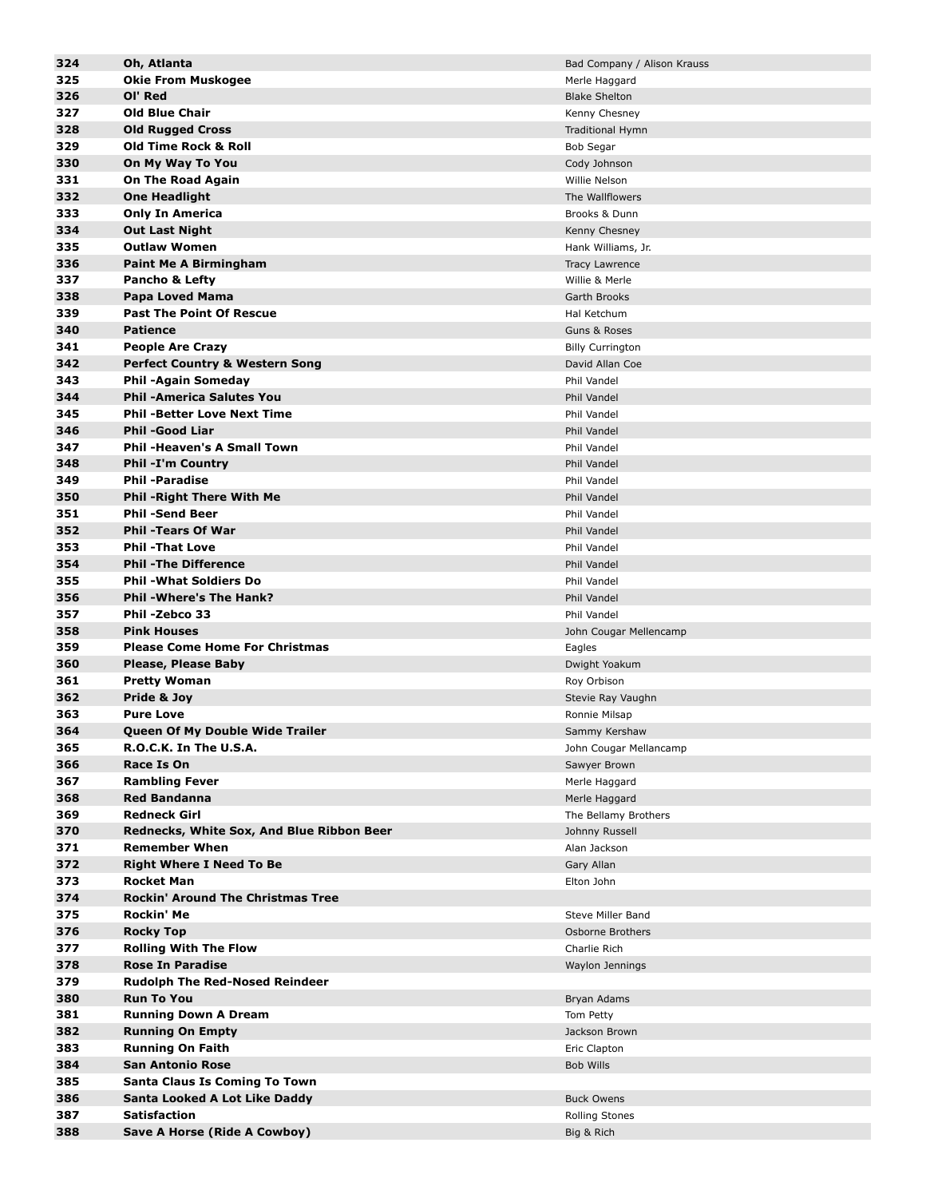| | | |
|---|---|---|
| 324 | **Oh, Atlanta** | Bad Company / Alison Krauss |
| 325 | **Okie From Muskogee** | Merle Haggard |
| 326 | **Ol' Red** | Blake Shelton |
| 327 | **Old Blue Chair** | Kenny Chesney |
| 328 | **Old Rugged Cross** | Traditional Hymn |
| 329 | **Old Time Rock & Roll** | Bob Segar |
| 330 | **On My Way To You** | Cody Johnson |
| 331 | **On The Road Again** | Willie Nelson |
| 332 | **One Headlight** | The Wallflowers |
| 333 | **Only In America** | Brooks & Dunn |
| 334 | **Out Last Night** | Kenny Chesney |
| 335 | **Outlaw Women** | Hank Williams, Jr. |
| 336 | **Paint Me A Birmingham** | Tracy Lawrence |
| 337 | **Pancho & Lefty** | Willie & Merle |
| 338 | **Papa Loved Mama** | Garth Brooks |
| 339 | **Past The Point Of Rescue** | Hal Ketchum |
| 340 | **Patience** | Guns & Roses |
| 341 | **People Are Crazy** | Billy Currington |
| 342 | **Perfect Country & Western Song** | David Allan Coe |
| 343 | **Phil -Again Someday** | Phil Vandel |
| 344 | **Phil -America Salutes You** | Phil Vandel |
| 345 | **Phil -Better Love Next Time** | Phil Vandel |
| 346 | **Phil -Good Liar** | Phil Vandel |
| 347 | **Phil -Heaven's A Small Town** | Phil Vandel |
| 348 | **Phil -I'm Country** | Phil Vandel |
| 349 | **Phil -Paradise** | Phil Vandel |
| 350 | **Phil -Right There With Me** | Phil Vandel |
| 351 | **Phil -Send Beer** | Phil Vandel |
| 352 | **Phil -Tears Of War** | Phil Vandel |
| 353 | **Phil -That Love** | Phil Vandel |
| 354 | **Phil -The Difference** | Phil Vandel |
| 355 | **Phil -What Soldiers Do** | Phil Vandel |
| 356 | **Phil -Where's The Hank?** | Phil Vandel |
| 357 | **Phil -Zebco 33** | Phil Vandel |
| 358 | **Pink Houses** | John Cougar Mellencamp |
| 359 | **Please Come Home For Christmas** | Eagles |
| 360 | **Please, Please Baby** | Dwight Yoakum |
| 361 | **Pretty Woman** | Roy Orbison |
| 362 | **Pride & Joy** | Stevie Ray Vaughn |
| 363 | **Pure Love** | Ronnie Milsap |
| 364 | **Queen Of My Double Wide Trailer** | Sammy Kershaw |
| 365 | **R.O.C.K. In The U.S.A.** | John Cougar Mellancamp |
| 366 | **Race Is On** | Sawyer Brown |
| 367 | **Rambling Fever** | Merle Haggard |
| 368 | **Red Bandanna** | Merle Haggard |
| 369 | **Redneck Girl** | The Bellamy Brothers |
| 370 | **Rednecks, White Sox, And Blue Ribbon Beer** | Johnny Russell |
| 371 | **Remember When** | Alan Jackson |
| 372 | **Right Where I Need To Be** | Gary Allan |
| 373 | **Rocket Man** | Elton John |
| 374 | **Rockin' Around The Christmas Tree** | |
| 375 | **Rockin' Me** | Steve Miller Band |
| 376 | **Rocky Top** | Osborne Brothers |
| 377 | **Rolling With The Flow** | Charlie Rich |
| 378 | **Rose In Paradise** | Waylon Jennings |
| 379 | **Rudolph The Red-Nosed Reindeer** | |
| 380 | **Run To You** | Bryan Adams |
| 381 | **Running Down A Dream** | Tom Petty |
| 382 | **Running On Empty** | Jackson Brown |
| 383 | **Running On Faith** | Eric Clapton |
| 384 | **San Antonio Rose** | Bob Wills |
| 385 | **Santa Claus Is Coming To Town** | |
| 386 | **Santa Looked A Lot Like Daddy** | Buck Owens |
| 387 | **Satisfaction** | Rolling Stones |
| 388 | **Save A Horse (Ride A Cowboy)** | Big & Rich |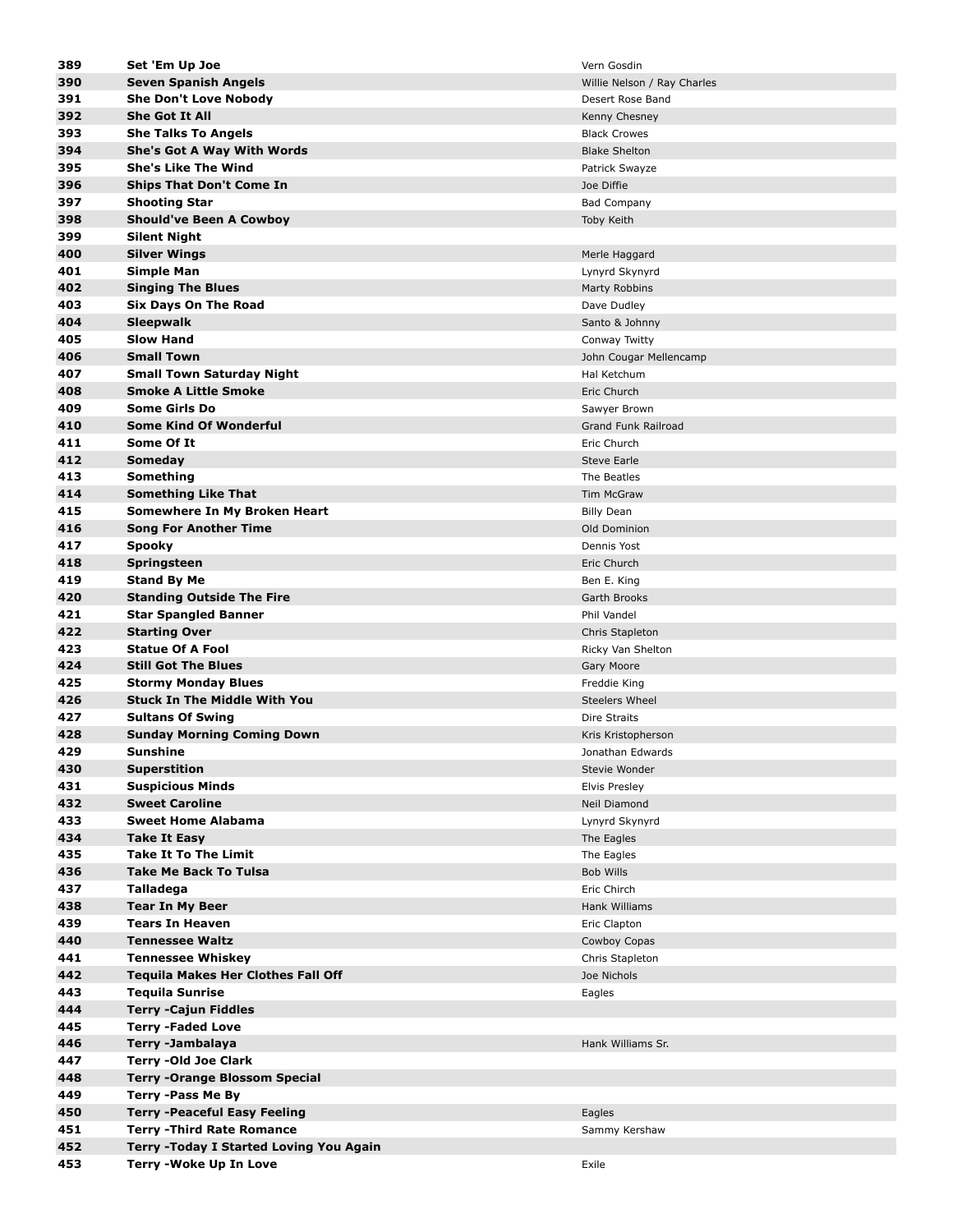| | | |
|---|---|---|
| **389** | **Set 'Em Up Joe** | Vern Gosdin |
| **390** | **Seven Spanish Angels** | Willie Nelson / Ray Charles |
| **391** | **She Don't Love Nobody** | Desert Rose Band |
| **392** | **She Got It All** | Kenny Chesney |
| **393** | **She Talks To Angels** | Black Crowes |
| **394** | **She's Got A Way With Words** | Blake Shelton |
| **395** | **She's Like The Wind** | Patrick Swayze |
| **396** | **Ships That Don't Come In** | Joe Diffie |
| **397** | **Shooting Star** | Bad Company |
| **398** | **Should've Been A Cowboy** | Toby Keith |
| **399** | **Silent Night** | |
| **400** | **Silver Wings** | Merle Haggard |
| **401** | **Simple Man** | Lynyrd Skynyrd |
| **402** | **Singing The Blues** | Marty Robbins |
| **403** | **Six Days On The Road** | Dave Dudley |
| **404** | **Sleepwalk** | Santo & Johnny |
| **405** | **Slow Hand** | Conway Twitty |
| **406** | **Small Town** | John Cougar Mellencamp |
| **407** | **Small Town Saturday Night** | Hal Ketchum |
| **408** | **Smoke A Little Smoke** | Eric Church |
| **409** | **Some Girls Do** | Sawyer Brown |
| **410** | **Some Kind Of Wonderful** | Grand Funk Railroad |
| **411** | **Some Of It** | Eric Church |
| **412** | **Someday** | Steve Earle |
| **413** | **Something** | The Beatles |
| **414** | **Something Like That** | Tim McGraw |
| **415** | **Somewhere In My Broken Heart** | Billy Dean |
| **416** | **Song For Another Time** | Old Dominion |
| **417** | **Spooky** | Dennis Yost |
| **418** | **Springsteen** | Eric Church |
| **419** | **Stand By Me** | Ben E. King |
| **420** | **Standing Outside The Fire** | Garth Brooks |
| **421** | **Star Spangled Banner** | Phil Vandel |
| **422** | **Starting Over** | Chris Stapleton |
| **423** | **Statue Of A Fool** | Ricky Van Shelton |
| **424** | **Still Got The Blues** | Gary Moore |
| **425** | **Stormy Monday Blues** | Freddie King |
| **426** | **Stuck In The Middle With You** | Steelers Wheel |
| **427** | **Sultans Of Swing** | Dire Straits |
| **428** | **Sunday Morning Coming Down** | Kris Kristopherson |
| **429** | **Sunshine** | Jonathan Edwards |
| **430** | **Superstition** | Stevie Wonder |
| **431** | **Suspicious Minds** | Elvis Presley |
| **432** | **Sweet Caroline** | Neil Diamond |
| **433** | **Sweet Home Alabama** | Lynyrd Skynyrd |
| **434** | **Take It Easy** | The Eagles |
| **435** | **Take It To The Limit** | The Eagles |
| **436** | **Take Me Back To Tulsa** | Bob Wills |
| **437** | **Talladega** | Eric Chirch |
| **438** | **Tear In My Beer** | Hank Williams |
| **439** | **Tears In Heaven** | Eric Clapton |
| **440** | **Tennessee Waltz** | Cowboy Copas |
| **441** | **Tennessee Whiskey** | Chris Stapleton |
| **442** | **Tequila Makes Her Clothes Fall Off** | Joe Nichols |
| **443** | **Tequila Sunrise** | Eagles |
| **444** | **Terry -Cajun Fiddles** | |
| **445** | **Terry -Faded Love** | |
| **446** | **Terry -Jambalaya** | Hank Williams Sr. |
| **447** | **Terry -Old Joe Clark** | |
| **448** | **Terry -Orange Blossom Special** | |
| **449** | **Terry -Pass Me By** | |
| **450** | **Terry -Peaceful Easy Feeling** | Eagles |
| **451** | **Terry -Third Rate Romance** | Sammy Kershaw |
| **452** | **Terry -Today I Started Loving You Again** | |
| **453** | **Terry -Woke Up In Love** | Exile |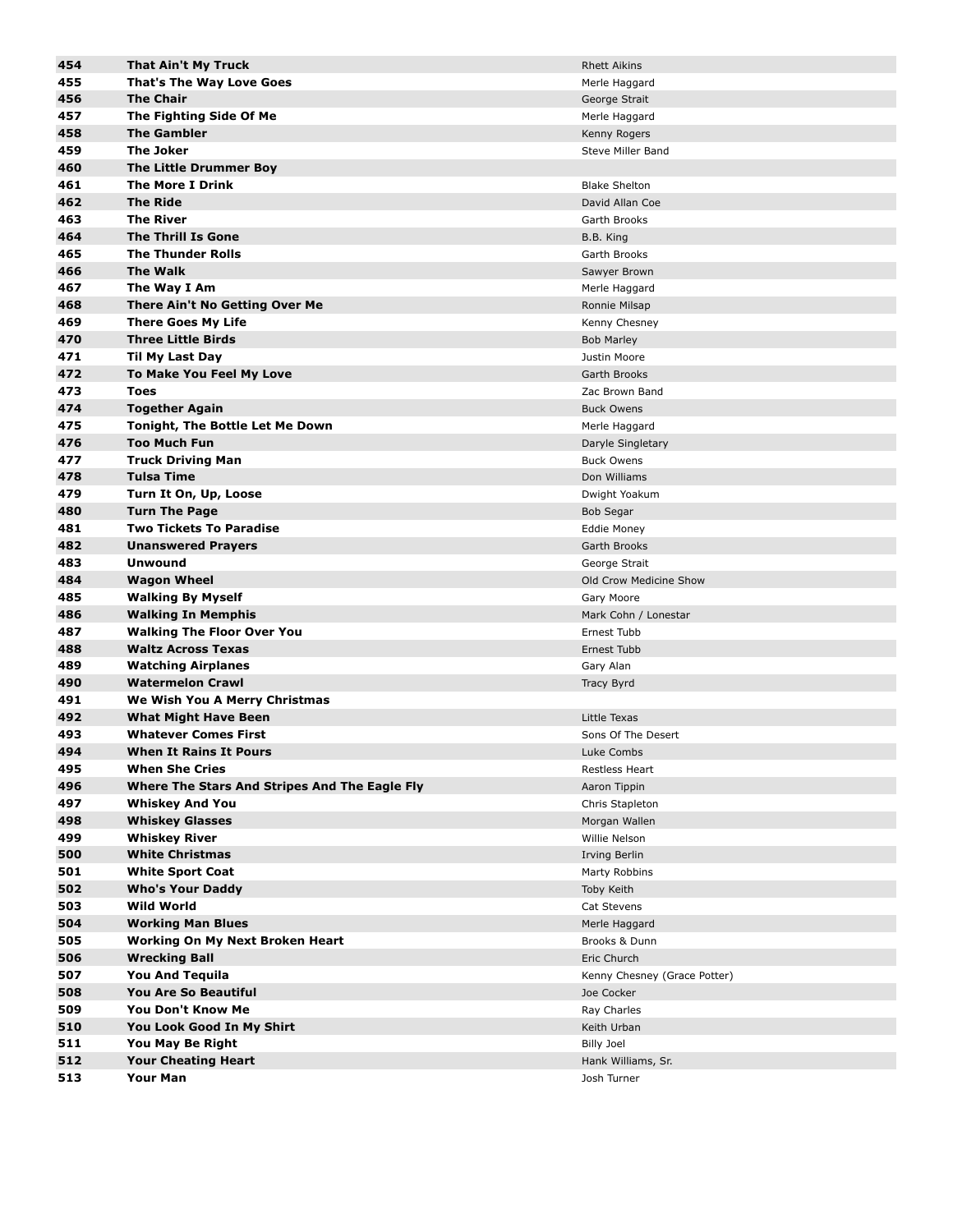| | | |
|---|---|---|
| 454 | **That Ain't My Truck** | Rhett Aikins |
| 455 | **That's The Way Love Goes** | Merle Haggard |
| 456 | **The Chair** | George Strait |
| 457 | **The Fighting Side Of Me** | Merle Haggard |
| 458 | **The Gambler** | Kenny Rogers |
| 459 | **The Joker** | Steve Miller Band |
| 460 | **The Little Drummer Boy** | |
| 461 | **The More I Drink** | Blake Shelton |
| 462 | **The Ride** | David Allan Coe |
| 463 | **The River** | Garth Brooks |
| 464 | **The Thrill Is Gone** | B.B. King |
| 465 | **The Thunder Rolls** | Garth Brooks |
| 466 | **The Walk** | Sawyer Brown |
| 467 | **The Way I Am** | Merle Haggard |
| 468 | **There Ain't No Getting Over Me** | Ronnie Milsap |
| 469 | **There Goes My Life** | Kenny Chesney |
| 470 | **Three Little Birds** | Bob Marley |
| 471 | **Til My Last Day** | Justin Moore |
| 472 | **To Make You Feel My Love** | Garth Brooks |
| 473 | **Toes** | Zac Brown Band |
| 474 | **Together Again** | Buck Owens |
| 475 | **Tonight, The Bottle Let Me Down** | Merle Haggard |
| 476 | **Too Much Fun** | Daryle Singletary |
| 477 | **Truck Driving Man** | Buck Owens |
| 478 | **Tulsa Time** | Don Williams |
| 479 | **Turn It On, Up, Loose** | Dwight Yoakum |
| 480 | **Turn The Page** | Bob Segar |
| 481 | **Two Tickets To Paradise** | Eddie Money |
| 482 | **Unanswered Prayers** | Garth Brooks |
| 483 | **Unwound** | George Strait |
| 484 | **Wagon Wheel** | Old Crow Medicine Show |
| 485 | **Walking By Myself** | Gary Moore |
| 486 | **Walking In Memphis** | Mark Cohn / Lonestar |
| 487 | **Walking The Floor Over You** | Ernest Tubb |
| 488 | **Waltz Across Texas** | Ernest Tubb |
| 489 | **Watching Airplanes** | Gary Alan |
| 490 | **Watermelon Crawl** | Tracy Byrd |
| 491 | **We Wish You A Merry Christmas** | |
| 492 | **What Might Have Been** | Little Texas |
| 493 | **Whatever Comes First** | Sons Of The Desert |
| 494 | **When It Rains It Pours** | Luke Combs |
| 495 | **When She Cries** | Restless Heart |
| 496 | **Where The Stars And Stripes And The Eagle Fly** | Aaron Tippin |
| 497 | **Whiskey And You** | Chris Stapleton |
| 498 | **Whiskey Glasses** | Morgan Wallen |
| 499 | **Whiskey River** | Willie Nelson |
| 500 | **White Christmas** | Irving Berlin |
| 501 | **White Sport Coat** | Marty Robbins |
| 502 | **Who's Your Daddy** | Toby Keith |
| 503 | **Wild World** | Cat Stevens |
| 504 | **Working Man Blues** | Merle Haggard |
| 505 | **Working On My Next Broken Heart** | Brooks & Dunn |
| 506 | **Wrecking Ball** | Eric Church |
| 507 | **You And Tequila** | Kenny Chesney (Grace Potter) |
| 508 | **You Are So Beautiful** | Joe Cocker |
| 509 | **You Don't Know Me** | Ray Charles |
| 510 | **You Look Good In My Shirt** | Keith Urban |
| 511 | **You May Be Right** | Billy Joel |
| 512 | **Your Cheating Heart** | Hank Williams, Sr. |
| 513 | **Your Man** | Josh Turner |